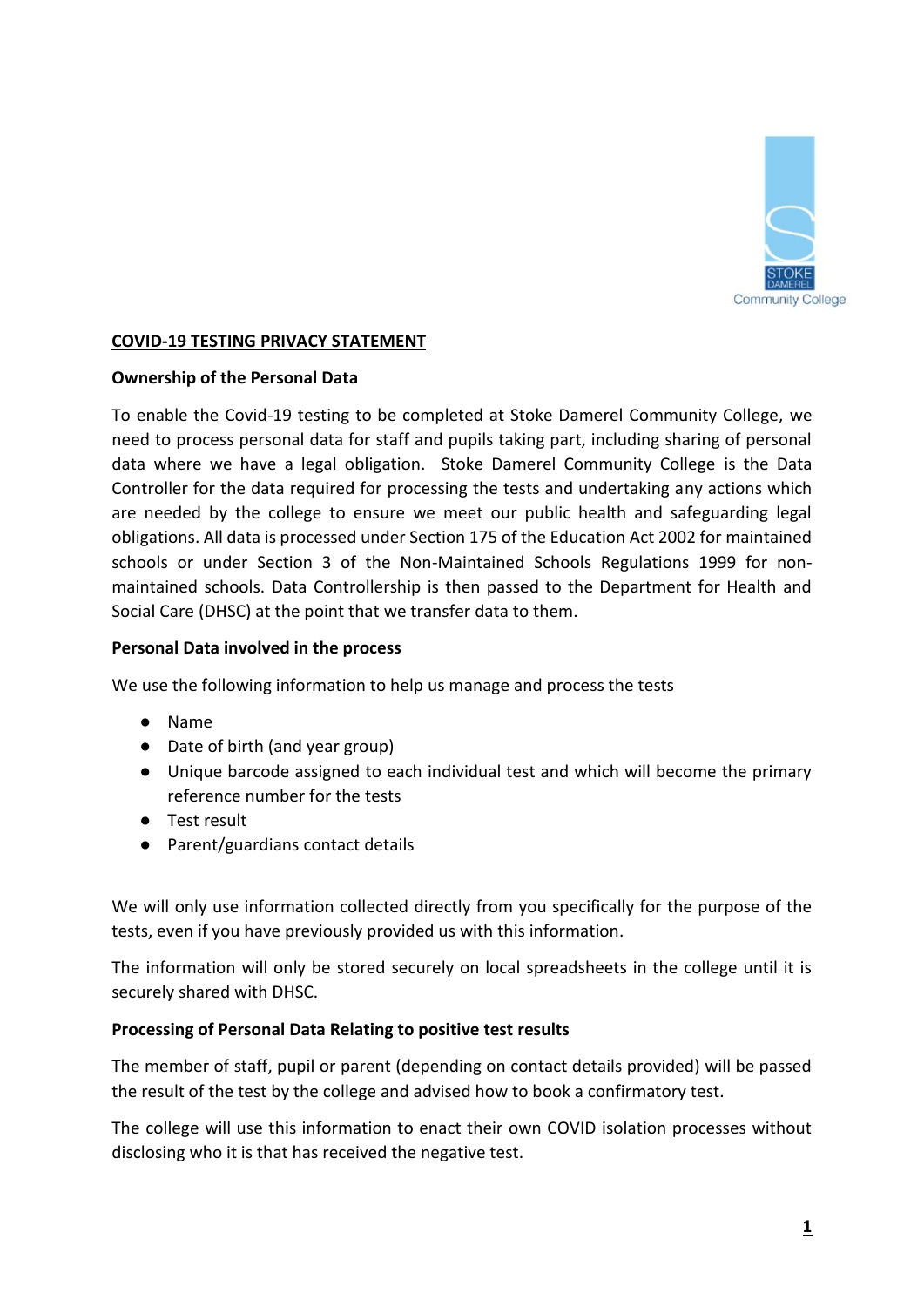## COVID-19 TESTING PRIVACY STATEMENT

### Ownership of the Personal Data

To enable the Covid-19 testing to be completed at Stoke Damerel Community College, we need to process personal data for staff and pupils taking part, including sharing of personal data where we have a legal obligation. Stoke Damerel Community College is the Data Controller for the data required for processing the tests and undertaking any actions which are needed by the college to ensure we meet our public health and safeguarding legal obligations. All data is processed under Section 175 of the Education Act 2002 for maintained schools or under Section 3 of the Non-Maintained Schools Regulations 1999 for non-maintained schools. Data Controllership is then passed to the Department for Health and Social Care (DHSC) at the point that we transfer data to them.

### Personal Data involved in the process

We use the following information to help us manage and process the tests

- Name
- Date of birth (and year group)
- Unique barcode assigned to each individual test and which will become the primary reference number for the tests
- Test result
- Parent/guardians contact details

We will only use information collected directly from you specifically for the purpose of the tests, even if you have previously provided us with this information.

The information will only be stored securely on local spreadsheets in the college until it is securely shared with DHSC.

### Processing of Personal Data Relating to positive test results

The member of staff, pupil or parent (depending on contact details provided) will be passed the result of the test by the college and advised how to book a confirmatory test.

The college will use this information to enact their own COVID isolation processes without disclosing who it is that has received the negative test.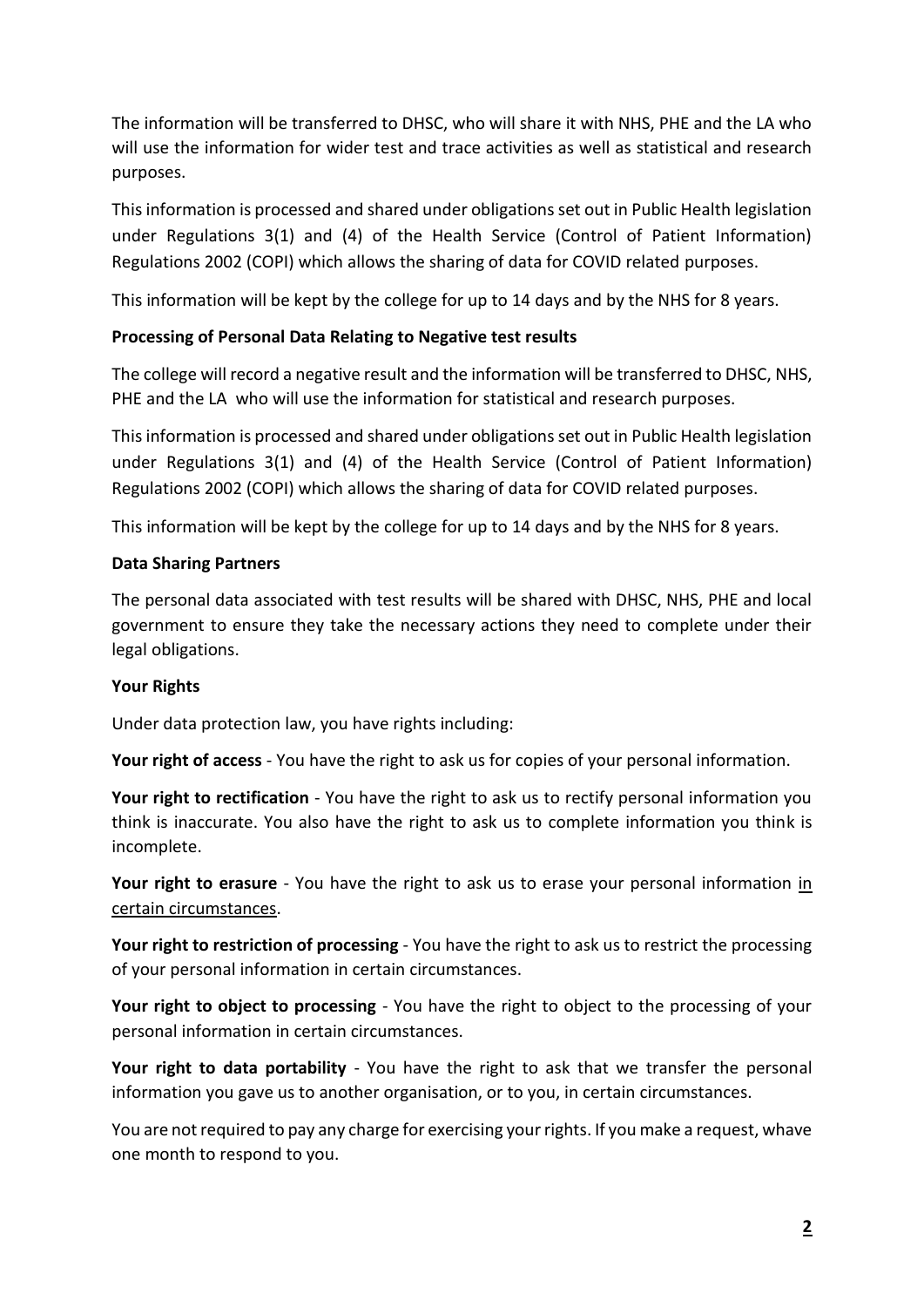The information will be transferred to DHSC, who will share it with NHS, PHE and the LA who will use the information for wider test and trace activities as well as statistical and research purposes.

This information is processed and shared under obligations set out in Public Health legislation under Regulations 3(1) and (4) of the Health Service (Control of Patient Information) Regulations 2002 (COPI) which allows the sharing of data for COVID related purposes.

This information will be kept by the college for up to 14 days and by the NHS for 8 years.

**Processing of Personal Data Relating to Negative test results**

The college will record a negative result and the information will be transferred to DHSC, NHS, PHE and the LA who will use the information for statistical and research purposes.

This information is processed and shared under obligations set out in Public Health legislation under Regulations 3(1) and (4) of the Health Service (Control of Patient Information) Regulations 2002 (COPI) which allows the sharing of data for COVID related purposes.

This information will be kept by the college for up to 14 days and by the NHS for 8 years.

**Data Sharing Partners**

The personal data associated with test results will be shared with DHSC, NHS, PHE and local government to ensure they take the necessary actions they need to complete under their legal obligations.

**Your Rights**

Under data protection law, you have rights including:

**Your right of access** - You have the right to ask us for copies of your personal information.

**Your right to rectification** - You have the right to ask us to rectify personal information you think is inaccurate. You also have the right to ask us to complete information you think is incomplete.

**Your right to erasure** - You have the right to ask us to erase your personal information in certain circumstances.

**Your right to restriction of processing** - You have the right to ask us to restrict the processing of your personal information in certain circumstances.

**Your right to object to processing** - You have the the right to object to the processing of your personal information in certain circumstances.

**Your right to data portability** - You have the right to ask that we transfer the personal information you gave us to another organisation, or to you, in certain circumstances.

You are not required to pay any charge for exercising your rights. If you make a request, whave one month to respond to you.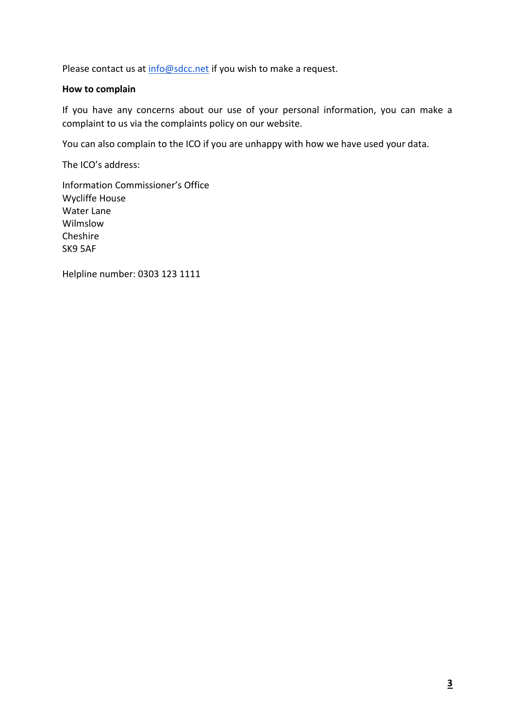Please contact us at info@sdcc.net if you wish to make a request.

**How to complain**

If you have any concerns about our use of your personal information, you can make a complaint to us via the complaints policy on our website.

You can also complain to the ICO if you are unhappy with how we have used your data.

The ICO's address:

Information Commissioner's Office
Wycliffe House
Water Lane
Wilmslow
Cheshire
SK9 5AF

Helpline number: 0303 123 1111